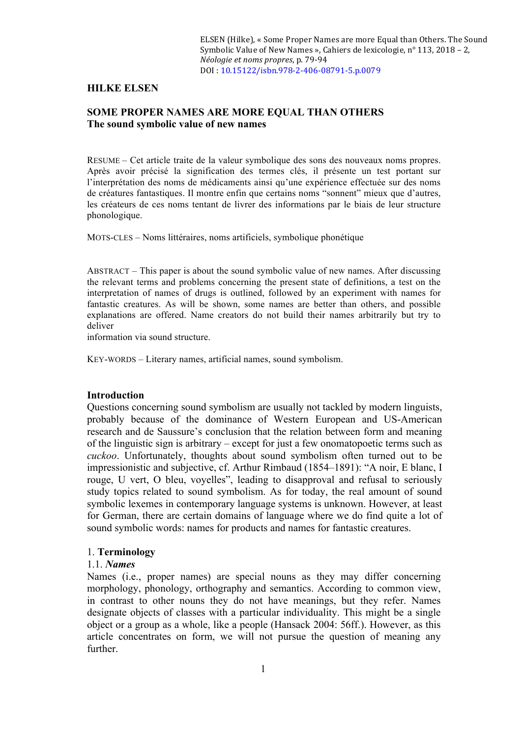ELSEN (Hilke), « Some Proper Names are more Equal than Others. The Sound Symbolic Value of New Names », Cahiers de lexicologie, n° 113, 2018 – 2, *Néologie et noms propres*, p. 79-94
DOI : 10.15122/isbn.978-2-406-08791-5.p.0079

**HILKE ELSEN**

# SOME PROPER NAMES ARE MORE EQUAL THAN OTHERS
## The sound symbolic value of new names

RESUME – Cet article traite de la valeur symbolique des sons des nouveaux noms propres. Après avoir précisé la signification des termes clés, il présente un test portant sur l'interprétation des noms de médicaments ainsi qu'une expérience effectuée sur des noms de créatures fantastiques. Il montre enfin que certains noms "sonnent" mieux que d'autres, les créateurs de ces noms tentant de livrer des informations par le biais de leur structure phonologique.

MOTS-CLES – Noms littéraires, noms artificiels, symbolique phonétique

ABSTRACT – This paper is about the sound symbolic value of new names. After discussing the relevant terms and problems concerning the present state of definitions, a test on the interpretation of names of drugs is outlined, followed by an experiment with names for fantastic creatures. As will be shown, some names are better than others, and possible explanations are offered. Name creators do not build their names arbitrarily but try to deliver
information via sound structure.

KEY-WORDS – Literary names, artificial names, sound symbolism.

## Introduction

Questions concerning sound symbolism are usually not tackled by modern linguists, probably because of the dominance of Western European and US-American research and de Saussure's conclusion that the relation between form and meaning of the linguistic sign is arbitrary – except for just a few onomatopoetic terms such as *cuckoo*. Unfortunately, thoughts about sound symbolism often turned out to be impressionistic and subjective, cf. Arthur Rimbaud (1854–1891): "A noir, E blanc, I rouge, U vert, O bleu, voyelles", leading to disapproval and refusal to seriously study topics related to sound symbolism. As for today, the real amount of sound symbolic lexemes in contemporary language systems is unknown. However, at least for German, there are certain domains of language where we do find quite a lot of sound symbolic words: names for products and names for fantastic creatures.

## 1. **Terminology**

### 1.1. ***Names***

Names (i.e., proper names) are special nouns as they may differ concerning morphology, phonology, orthography and semantics. According to common view, in contrast to other nouns they do not have meanings, but they refer. Names designate objects of classes with a particular individuality. This might be a single object or a group as a whole, like a people (Hansack 2004: 56ff.). However, as this article concentrates on form, we will not pursue the question of meaning any further.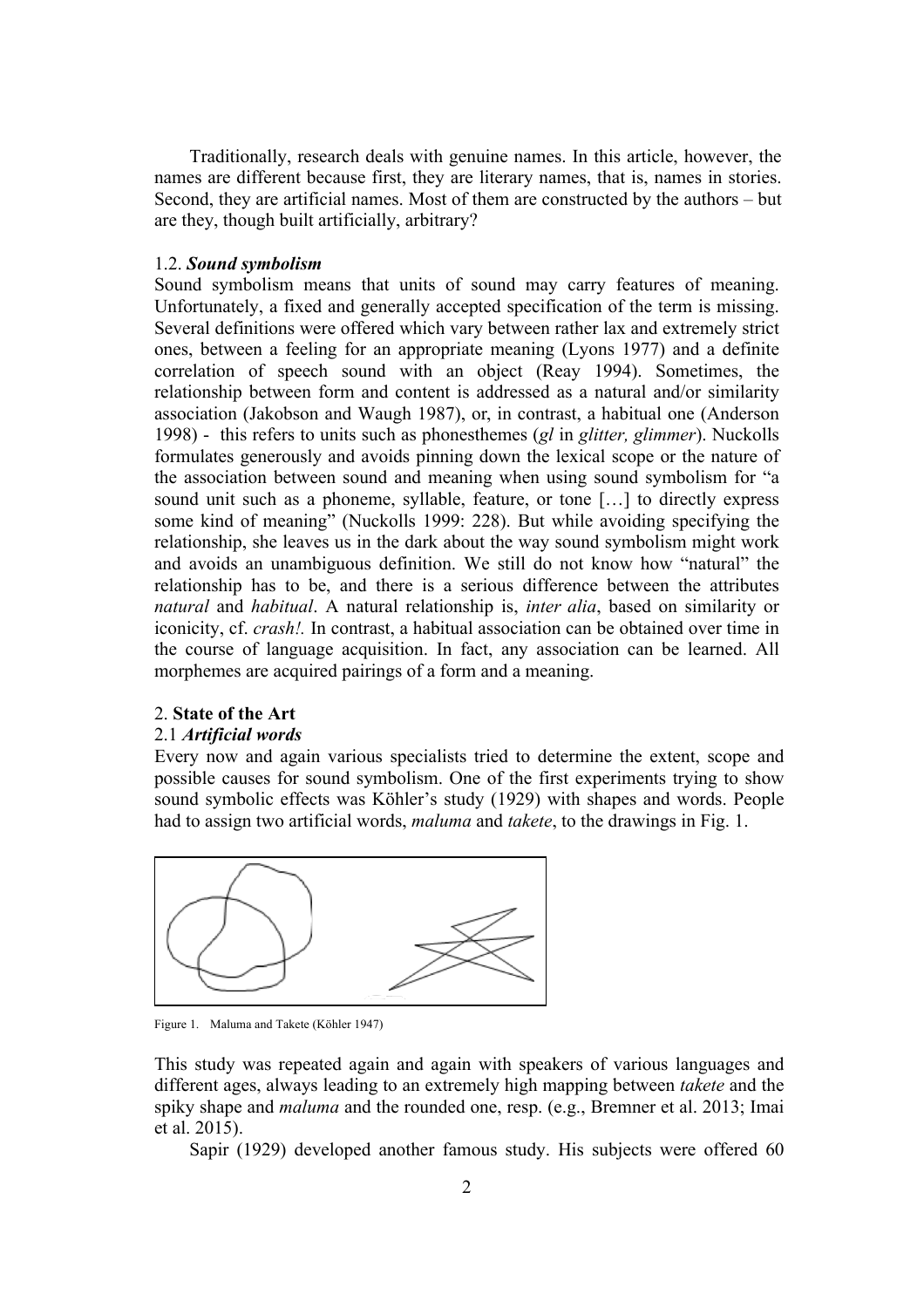Traditionally, research deals with genuine names. In this article, however, the names are different because first, they are literary names, that is, names in stories. Second, they are artificial names. Most of them are constructed by the authors – but are they, though built artificially, arbitrary?

### 1.2. *Sound symbolism*

Sound symbolism means that units of sound may carry features of meaning. Unfortunately, a fixed and generally accepted specification of the term is missing. Several definitions were offered which vary between rather lax and extremely strict ones, between a feeling for an appropriate meaning (Lyons 1977) and a definite correlation of speech sound with an object (Reay 1994). Sometimes, the relationship between form and content is addressed as a natural and/or similarity association (Jakobson and Waugh 1987), or, in contrast, a habitual one (Anderson 1998) - this refers to units such as phonesthemes (*gl* in *glitter, glimmer*). Nuckolls formulates generously and avoids pinning down the lexical scope or the nature of the association between sound and meaning when using sound symbolism for "a sound unit such as a phoneme, syllable, feature, or tone […] to directly express some kind of meaning" (Nuckolls 1999: 228). But while avoiding specifying the relationship, she leaves us in the dark about the way sound symbolism might work and avoids an unambiguous definition. We still do not know how "natural" the relationship has to be, and there is a serious difference between the attributes *natural* and *habitual*. A natural relationship is, *inter alia*, based on similarity or iconicity, cf. *crash!*. In contrast, a habitual association can be obtained over time in the course of language acquisition. In fact, any association can be learned. All morphemes are acquired pairings of a form and a meaning.

## 2. **State of the Art**

### 2.1 *Artificial words*

Every now and again various specialists tried to determine the extent, scope and possible causes for sound symbolism. One of the first experiments trying to show sound symbolic effects was Köhler's study (1929) with shapes and words. People had to assign two artificial words, *maluma* and *takete*, to the drawings in Fig. 1.

Figure 1. Maluma and Takete (Köhler 1947)

This study was repeated again and again with speakers of various languages and different ages, always leading to an extremely high mapping between *takete* and the spiky shape and *maluma* and the rounded one, resp. (e.g., Bremner et al. 2013; Imai et al. 2015).

Sapir (1929) developed another famous study. His subjects were offered 60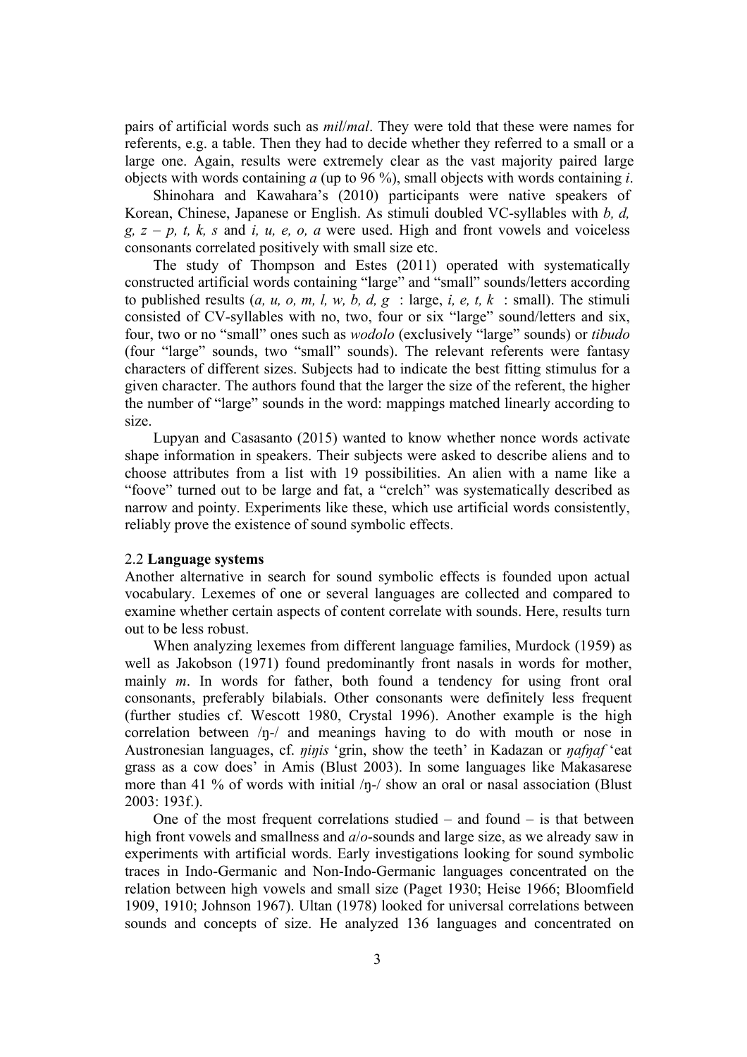pairs of artificial words such as *mil*/*mal*. They were told that these were names for referents, e.g. a table. Then they had to decide whether they referred to a small or a large one. Again, results were extremely clear as the vast majority paired large objects with words containing *a* (up to 96 %), small objects with words containing *i*.

Shinohara and Kawahara's (2010) participants were native speakers of Korean, Chinese, Japanese or English. As stimuli doubled VC-syllables with *b, d, g, z – p, t, k, s* and *i, u, e, o, a* were used. High and front vowels and voiceless consonants correlated positively with small size etc.

The study of Thompson and Estes (2011) operated with systematically constructed artificial words containing "large" and "small" sounds/letters according to published results (*a, u, o, m, l, w, b, d, g* : large, *i, e, t, k* : small). The stimuli consisted of CV-syllables with no, two, four or six "large" sound/letters and six, four, two or no "small" ones such as *wodolo* (exclusively "large" sounds) or *tibudo* (four "large" sounds, two "small" sounds). The relevant referents were fantasy characters of different sizes. Subjects had to indicate the best fitting stimulus for a given character. The authors found that the larger the size of the referent, the higher the number of "large" sounds in the word: mappings matched linearly according to size.

Lupyan and Casasanto (2015) wanted to know whether nonce words activate shape information in speakers. Their subjects were asked to describe aliens and to choose attributes from a list with 19 possibilities. An alien with a name like a "foove" turned out to be large and fat, a "crelch" was systematically described as narrow and pointy. Experiments like these, which use artificial words consistently, reliably prove the existence of sound symbolic effects.

### 2.2 **Language systems**

Another alternative in search for sound symbolic effects is founded upon actual vocabulary. Lexemes of one or several languages are collected and compared to examine whether certain aspects of content correlate with sounds. Here, results turn out to be less robust.

When analyzing lexemes from different language families, Murdock (1959) as well as Jakobson (1971) found predominantly front nasals in words for mother, mainly *m*. In words for father, both found a tendency for using front oral consonants, preferably bilabials. Other consonants were definitely less frequent (further studies cf. Wescott 1980, Crystal 1996). Another example is the high correlation between /ŋ-/ and meanings having to do with mouth or nose in Austronesian languages, cf. *ŋiŋis* 'grin, show the teeth' in Kadazan or *ŋafŋaf* 'eat grass as a cow does' in Amis (Blust 2003). In some languages like Makasarese more than 41 % of words with initial /ŋ-/ show an oral or nasal association (Blust 2003: 193f.).

One of the most frequent correlations studied – and found – is that between high front vowels and smallness and *a*/*o*-sounds and large size, as we already saw in experiments with artificial words. Early investigations looking for sound symbolic traces in Indo-Germanic and Non-Indo-Germanic languages concentrated on the relation between high vowels and small size (Paget 1930; Heise 1966; Bloomfield 1909, 1910; Johnson 1967). Ultan (1978) looked for universal correlations between sounds and concepts of size. He analyzed 136 languages and concentrated on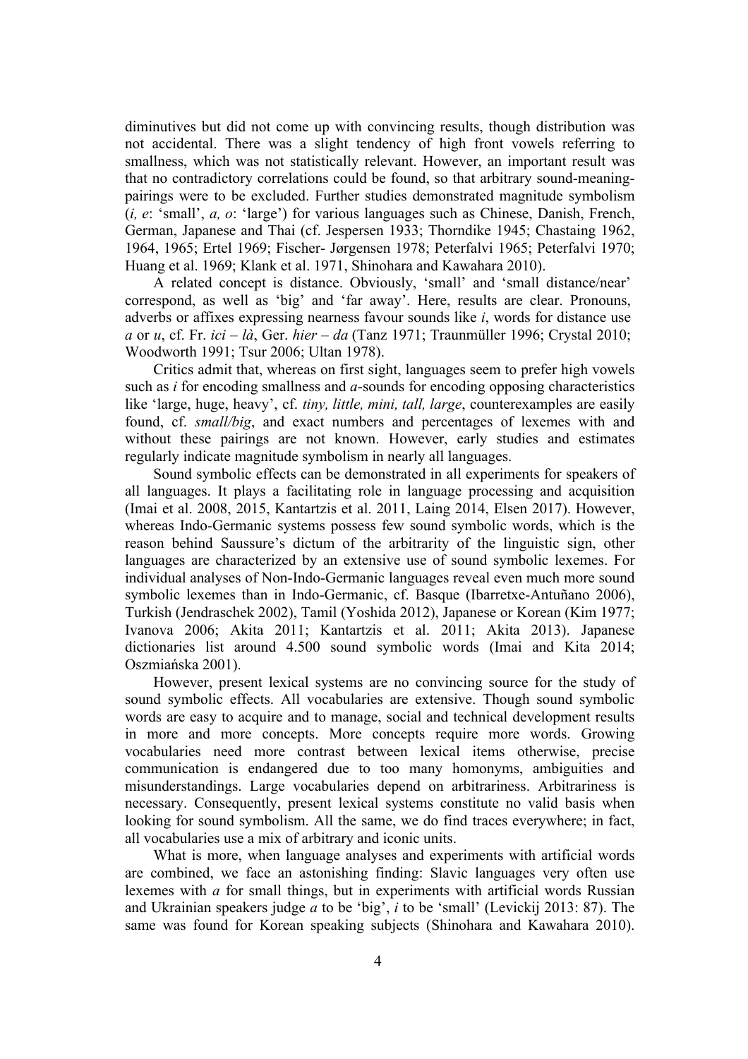diminutives but did not come up with convincing results, though distribution was not accidental. There was a slight tendency of high front vowels referring to smallness, which was not statistically relevant. However, an important result was that no contradictory correlations could be found, so that arbitrary sound-meaning-pairings were to be excluded. Further studies demonstrated magnitude symbolism (*i, e*: 'small', *a, o*: 'large') for various languages such as Chinese, Danish, French, German, Japanese and Thai (cf. Jespersen 1933; Thorndike 1945; Chastaing 1962, 1964, 1965; Ertel 1969; Fischer- Jørgensen 1978; Peterfalvi 1965; Peterfalvi 1970; Huang et al. 1969; Klank et al. 1971, Shinohara and Kawahara 2010).

A related concept is distance. Obviously, 'small' and 'small distance/near' correspond, as well as 'big' and 'far away'. Here, results are clear. Pronouns, adverbs or affixes expressing nearness favour sounds like *i*, words for distance use *a* or *u*, cf. Fr. *ici – là*, Ger. *hier – da* (Tanz 1971; Traunmüller 1996; Crystal 2010; Woodworth 1991; Tsur 2006; Ultan 1978).

Critics admit that, whereas on first sight, languages seem to prefer high vowels such as *i* for encoding smallness and *a*-sounds for encoding opposing characteristics like 'large, huge, heavy', cf. *tiny, little, mini, tall, large*, counterexamples are easily found, cf. *small/big*, and exact numbers and percentages of lexemes with and without these pairings are not known. However, early studies and estimates regularly indicate magnitude symbolism in nearly all languages.

Sound symbolic effects can be demonstrated in all experiments for speakers of all languages. It plays a facilitating role in language processing and acquisition (Imai et al. 2008, 2015, Kantartzis et al. 2011, Laing 2014, Elsen 2017). However, whereas Indo-Germanic systems possess few sound symbolic words, which is the reason behind Saussure's dictum of the arbitrarity of the linguistic sign, other languages are characterized by an extensive use of sound symbolic lexemes. For individual analyses of Non-Indo-Germanic languages reveal even much more sound symbolic lexemes than in Indo-Germanic, cf. Basque (Ibarretxe-Antuñano 2006), Turkish (Jendraschek 2002), Tamil (Yoshida 2012), Japanese or Korean (Kim 1977; Ivanova 2006; Akita 2011; Kantartzis et al. 2011; Akita 2013). Japanese dictionaries list around 4.500 sound symbolic words (Imai and Kita 2014; Oszmiańska 2001).

However, present lexical systems are no convincing source for the study of sound symbolic effects. All vocabularies are extensive. Though sound symbolic words are easy to acquire and to manage, social and technical development results in more and more concepts. More concepts require more words. Growing vocabularies need more contrast between lexical items otherwise, precise communication is endangered due to too many homonyms, ambiguities and misunderstandings. Large vocabularies depend on arbitrariness. Arbitrariness is necessary. Consequently, present lexical systems constitute no valid basis when looking for sound symbolism. All the same, we do find traces everywhere; in fact, all vocabularies use a mix of arbitrary and iconic units.

What is more, when language analyses and experiments with artificial words are combined, we face an astonishing finding: Slavic languages very often use lexemes with *a* for small things, but in experiments with artificial words Russian and Ukrainian speakers judge *a* to be 'big', *i* to be 'small' (Levickij 2013: 87). The same was found for Korean speaking subjects (Shinohara and Kawahara 2010).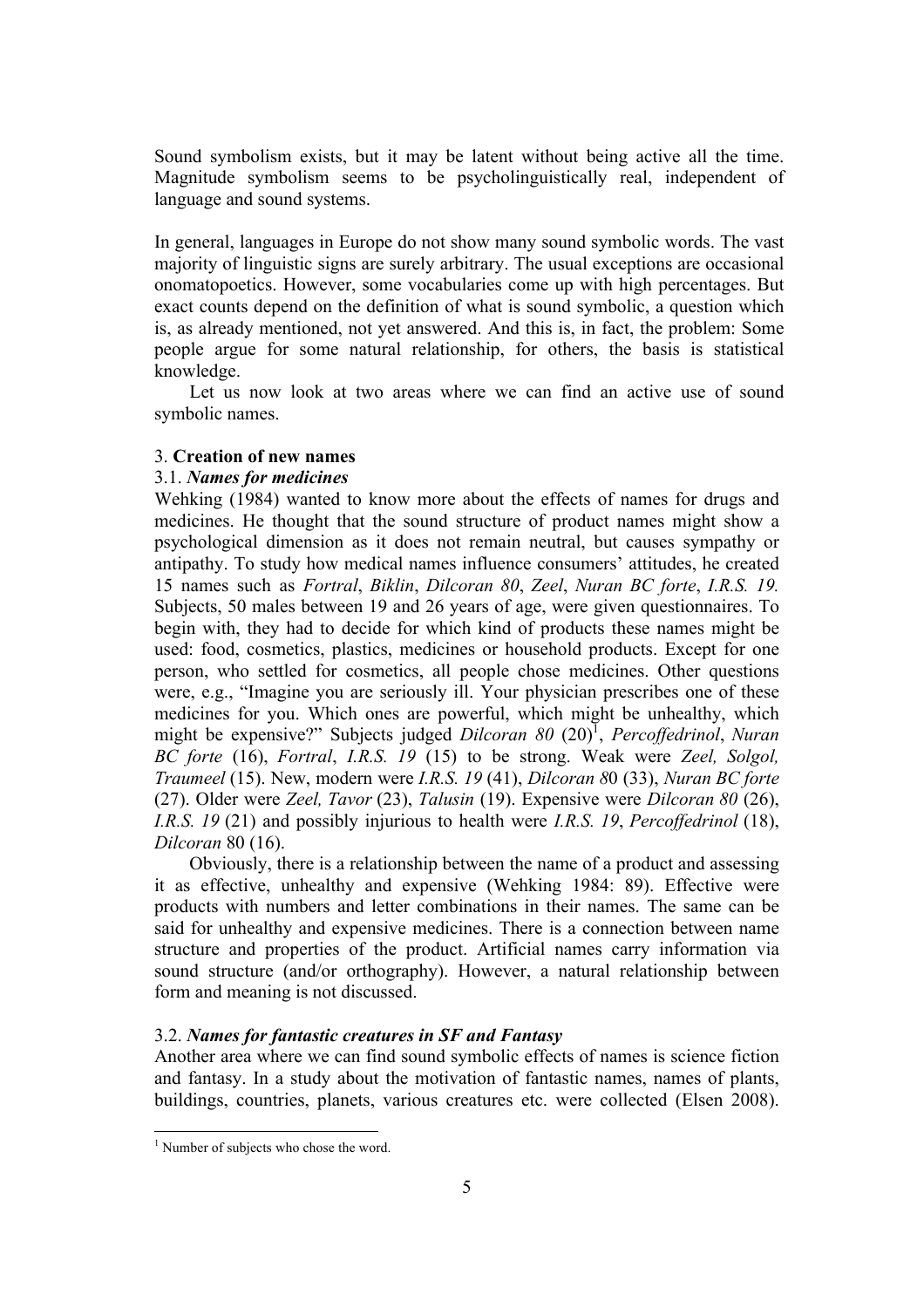Sound symbolism exists, but it may be latent without being active all the time. Magnitude symbolism seems to be psycholinguistically real, independent of language and sound systems.

In general, languages in Europe do not show many sound symbolic words. The vast majority of linguistic signs are surely arbitrary. The usual exceptions are occasional onomatopoetics. However, some vocabularies come up with high percentages. But exact counts depend on the definition of what is sound symbolic, a question which is, as already mentioned, not yet answered. And this is, in fact, the problem: Some people argue for some natural relationship, for others, the basis is statistical knowledge.

Let us now look at two areas where we can find an active use of sound symbolic names.

## 3. **Creation of new names**

### 3.1. ***Names for medicines***

Wehking (1984) wanted to know more about the effects of names for drugs and medicines. He thought that the sound structure of product names might show a psychological dimension as it does not remain neutral, but causes sympathy or antipathy. To study how medical names influence consumers' attitudes, he created 15 names such as *Fortral*, *Biklin*, *Dilcoran 80*, *Zeel*, *Nuran BC forte*, *I.R.S. 19.* Subjects, 50 males between 19 and 26 years of age, were given questionnaires. To begin with, they had to decide for which kind of products these names might be used: food, cosmetics, plastics, medicines or household products. Except for one person, who settled for cosmetics, all people chose medicines. Other questions were, e.g., "Imagine you are seriously ill. Your physician prescribes one of these medicines for you. Which ones are powerful, which might be unhealthy, which might be expensive?" Subjects judged *Dilcoran 80* (20)[1], *Percoffedrinol*, *Nuran BC forte* (16), *Fortral*, *I.R.S. 19* (15) to be strong. Weak were *Zeel, Solgol, Traumeel* (15). New, modern were *I.R.S. 19* (41), *Dilcoran 8*0 (33), *Nuran BC forte* (27). Older were *Zeel, Tavor* (23), *Talusin* (19). Expensive were *Dilcoran 80* (26), *I.R.S. 19* (21) and possibly injurious to health were *I.R.S. 19*, *Percoffedrinol* (18), *Dilcoran* 80 (16).

Obviously, there is a relationship between the name of a product and assessing it as effective, unhealthy and expensive (Wehking 1984: 89). Effective were products with numbers and letter combinations in their names. The same can be said for unhealthy and expensive medicines. There is a connection between name structure and properties of the product. Artificial names carry information via sound structure (and/or orthography). However, a natural relationship between form and meaning is not discussed.

### 3.2. ***Names for fantastic creatures in SF and Fantasy***

Another area where we can find sound symbolic effects of names is science fiction and fantasy. In a study about the motivation of fantastic names, names of plants, buildings, countries, planets, various creatures etc. were collected (Elsen 2008).

[1] Number of subjects who chose the word.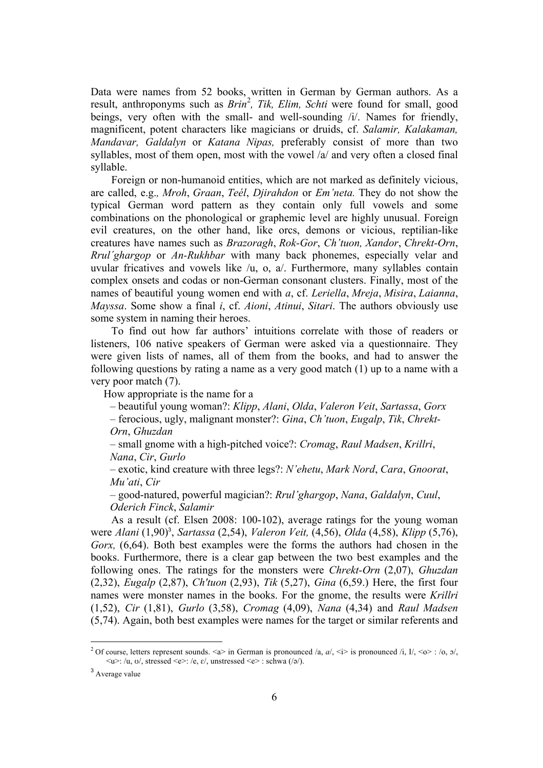Data were names from 52 books, written in German by German authors. As a result, anthroponyms such as *Brin*[2], *Tik, Elim, Schti* were found for small, good beings, very often with the small- and well-sounding /i/. Names for friendly, magnificent, potent characters like magicians or druids, cf. *Salamir, Kalakaman, Mandavar, Galdalyn* or *Katana Nipas,* preferably consist of more than two syllables, most of them open, most with the vowel /a/ and very often a closed final syllable.

Foreign or non-humanoid entities, which are not marked as definitely vicious, are called, e.g., *Mroh*, *Graan*, *Teél*, *Djirahdon* or *Em'neta.* They do not show the typical German word pattern as they contain only full vowels and some combinations on the phonological or graphemic level are highly unusual. Foreign evil creatures, on the other hand, like orcs, demons or vicious, reptilian-like creatures have names such as *Brazoragh*, *Rok-Gor*, *Ch'tuon, Xandor*, *Chrekt-Orn*, *Rrul´ghargop* or *An-Rukhbar* with many back phonemes, especially velar and uvular fricatives and vowels like /u, o, a/. Furthermore, many syllables contain complex onsets and codas or non-German consonant clusters. Finally, most of the names of beautiful young women end with *a*, cf. *Leriella*, *Mreja*, *Misira*, *Laianna*, *Mayssa*. Some show a final *i*, cf. *Aioni*, *Atinui*, *Sitari*. The authors obviously use some system in naming their heroes.

To find out how far authors' intuitions correlate with those of readers or listeners, 106 native speakers of German were asked via a questionnaire. They were given lists of names, all of them from the books, and had to answer the following questions by rating a name as a very good match (1) up to a name with a very poor match (7).

How appropriate is the name for a

– beautiful young woman?: *Klipp*, *Alani*, *Olda*, *Valeron Veit*, *Sartassa*, *Gorx*

– ferocious, ugly, malignant monster?: *Gina*, *Ch'tuon*, *Eugalp*, *Tik*, *Chrekt-Orn*, *Ghuzdan*

– small gnome with a high-pitched voice?: *Cromag*, *Raul Madsen*, *Krillri*, *Nana*, *Cir*, *Gurlo*

– exotic, kind creature with three legs?: *N'ehetu*, *Mark Nord*, *Cara*, *Gnoorat*, *Mu'ati*, *Cir*

– good-natured, powerful magician?: *Rrul'ghargop*, *Nana*, *Galdalyn*, *Cuul*, *Oderich Finck*, *Salamir*

As a result (cf. Elsen 2008: 100-102), average ratings for the young woman were *Alani* (1,90)[3], *Sartassa* (2,54), *Valeron Veit,* (4,56), *Olda* (4,58), *Klipp* (5,76), *Gorx,* (6,64). Both best examples were the forms the authors had chosen in the books. Furthermore, there is a clear gap between the two best examples and the following ones. The ratings for the monsters were *Chrekt-Orn* (2,07), *Ghuzdan* (2,32), *Eugalp* (2,87), *Ch'tuon* (2,93), *Tik* (5,27), *Gina* (6,59.) Here, the first four names were monster names in the books. For the gnome, the results were *Krillri* (1,52), *Cir* (1,81), *Gurlo* (3,58), *Cromag* (4,09), *Nana* (4,34) and *Raul Madsen* (5,74). Again, both best examples were names for the target or similar referents and

---

[2] Of course, letters represent sounds. <a> in German is pronounced /a, ɑ/, <i> is pronounced /i, ɪ/, <o> : /o, ɔ/, <u>: /u, ʊ/, stressed <e>: /e, ɛ/, unstressed <e> : schwa (/ə/).

[3] Average value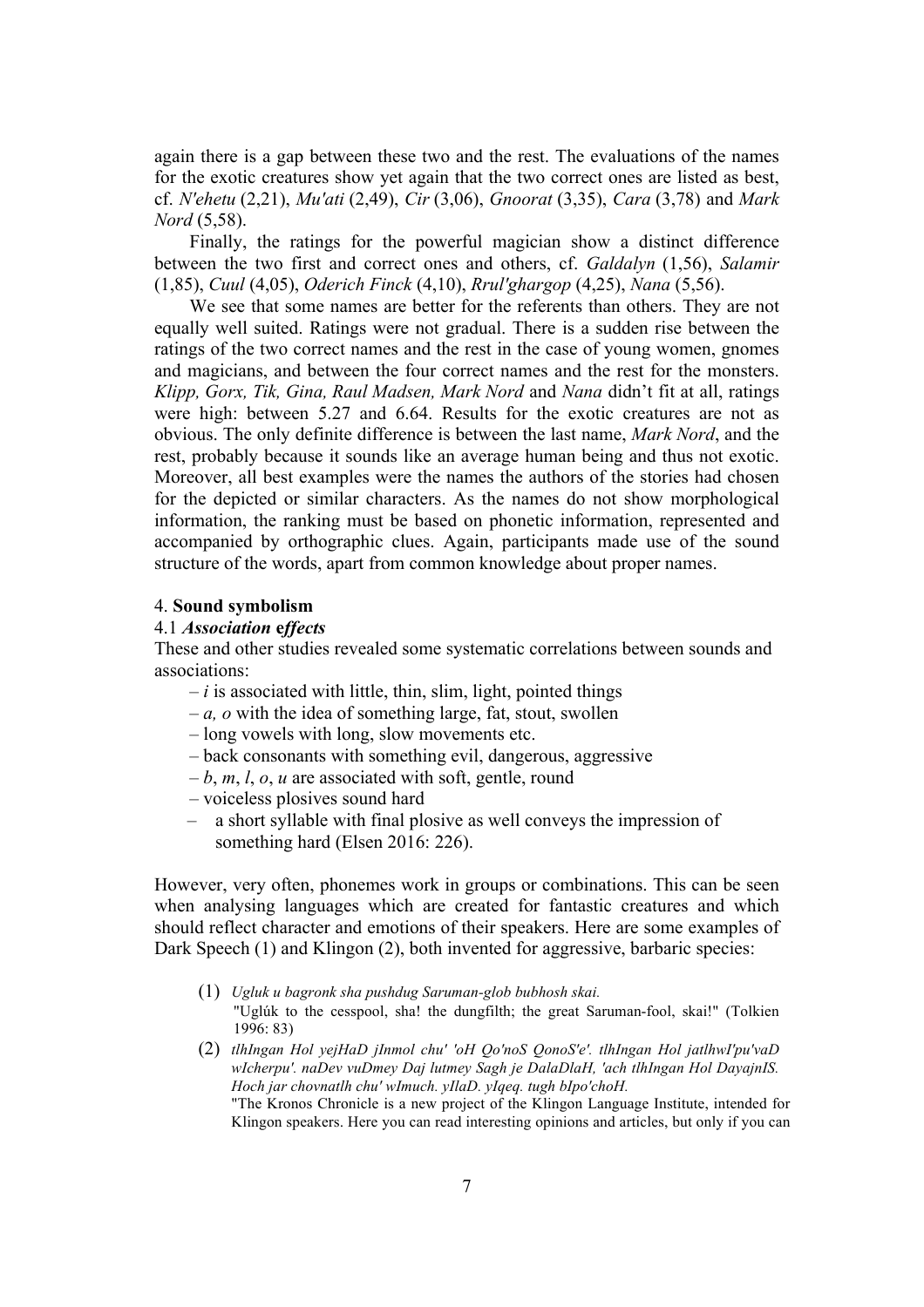again there is a gap between these two and the rest. The evaluations of the names for the exotic creatures show yet again that the two correct ones are listed as best, cf. *N'ehetu* (2,21), *Mu'ati* (2,49), *Cir* (3,06), *Gnoorat* (3,35), *Cara* (3,78) and *Mark Nord* (5,58).

Finally, the ratings for the powerful magician show a distinct difference between the two first and correct ones and others, cf. *Galdalyn* (1,56), *Salamir* (1,85), *Cuul* (4,05), *Oderich Finck* (4,10), *Rrul'ghargop* (4,25), *Nana* (5,56).

We see that some names are better for the referents than others. They are not equally well suited. Ratings were not gradual. There is a sudden rise between the ratings of the two correct names and the rest in the case of young women, gnomes and magicians, and between the four correct names and the rest for the monsters. *Klipp, Gorx, Tik, Gina, Raul Madsen, Mark Nord* and *Nana* didn't fit at all, ratings were high: between 5.27 and 6.64. Results for the exotic creatures are not as obvious. The only definite difference is between the last name, *Mark Nord*, and the rest, probably because it sounds like an average human being and thus not exotic. Moreover, all best examples were the names the authors of the stories had chosen for the depicted or similar characters. As the names do not show morphological information, the ranking must be based on phonetic information, represented and accompanied by orthographic clues. Again, participants made use of the sound structure of the words, apart from common knowledge about proper names.

## 4. **Sound symbolism**

### 4.1 ***Association effects***

These and other studies revealed some systematic correlations between sounds and associations:

- *i* is associated with little, thin, slim, light, pointed things
- *a, o* with the idea of something large, fat, stout, swollen
- long vowels with long, slow movements etc.
- back consonants with something evil, dangerous, aggressive
- *b*, *m*, *l*, *o*, *u* are associated with soft, gentle, round
- voiceless plosives sound hard
- a short syllable with final plosive as well conveys the impression of something hard (Elsen 2016: 226).

However, very often, phonemes work in groups or combinations. This can be seen when analysing languages which are created for fantastic creatures and which should reflect character and emotions of their speakers. Here are some examples of Dark Speech (1) and Klingon (2), both invented for aggressive, barbaric species:

(1) *Ugluk u bagronk sha pushdug Saruman-glob bubhosh skai.*
"Uglúk to the cesspool, sha! the dungfilth; the great Saruman-fool, skai!" (Tolkien 1996: 83)

(2) *tlhIngan Hol yejHaD jInmol chu' 'oH Qo'noS QonoS'e'. tlhIngan Hol jatlhwI'pu'vaD wIcherpu'. naDev vuDmey Daj lutmey Sagh je DalaDlaH, 'ach tlhIngan Hol DayajnIS. Hoch jar chovnatlh chu' wImuch. yIlaD. yIqeq. tugh bIpo'choH.*
"The Kronos Chronicle is a new project of the Klingon Language Institute, intended for Klingon speakers. Here you can read interesting opinions and articles, but only if you can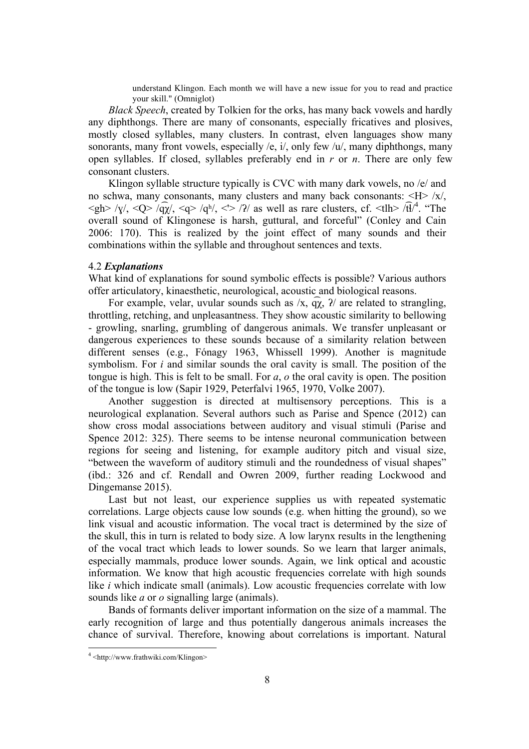understand Klingon. Each month we will have a new issue for you to read and practice your skill." (Omniglot)

*Black Speech*, created by Tolkien for the orks, has many back vowels and hardly any diphthongs. There are many of consonants, especially fricatives and plosives, mostly closed syllables, many clusters. In contrast, elven languages show many sonorants, many front vowels, especially /e, i/, only few /u/, many diphthongs, many open syllables. If closed, syllables preferably end in *r* or *n*. There are only few consonant clusters.

Klingon syllable structure typically is CVC with many dark vowels, no /e/ and no schwa, many consonants, many clusters and many back consonants: <H> /x/, <gh> /ɣ/, <Q> /q͡χ/, <q> /qʰ/, <'> /ʔ/ as well as rare clusters, cf. <tlh> /t͡ɬ/[4]. "The overall sound of Klingonese is harsh, guttural, and forceful" (Conley and Cain 2006: 170). This is realized by the joint effect of many sounds and their combinations within the syllable and throughout sentences and texts.

### 4.2 *Explanations*

What kind of explanations for sound symbolic effects is possible? Various authors offer articulatory, kinaesthetic, neurological, acoustic and biological reasons.

For example, velar, uvular sounds such as /x, q͡χ, ʔ/ are related to strangling, throttling, retching, and unpleasantness. They show acoustic similarity to bellowing - growling, snarling, grumbling of dangerous animals. We transfer unpleasant or dangerous experiences to these sounds because of a similarity relation between different senses (e.g., Fónagy 1963, Whissell 1999). Another is magnitude symbolism. For *i* and similar sounds the oral cavity is small. The position of the tongue is high. This is felt to be small. For *a*, *o* the oral cavity is open. The position of the tongue is low (Sapir 1929, Peterfalvi 1965, 1970, Volke 2007).

Another suggestion is directed at multisensory perceptions. This is a neurological explanation. Several authors such as Parise and Spence (2012) can show cross modal associations between auditory and visual stimuli (Parise and Spence 2012: 325). There seems to be intense neuronal communication between regions for seeing and listening, for example auditory pitch and visual size, "between the waveform of auditory stimuli and the roundedness of visual shapes" (ibd.: 326 and cf. Rendall and Owren 2009, further reading Lockwood and Dingemanse 2015).

Last but not least, our experience supplies us with repeated systematic correlations. Large objects cause low sounds (e.g. when hitting the ground), so we link visual and acoustic information. The vocal tract is determined by the size of the skull, this in turn is related to body size. A low larynx results in the lengthening of the vocal tract which leads to lower sounds. So we learn that larger animals, especially mammals, produce lower sounds. Again, we link optical and acoustic information. We know that high acoustic frequencies correlate with high sounds like *i* which indicate small (animals). Low acoustic frequencies correlate with low sounds like *a* or *o* signalling large (animals).

Bands of formants deliver important information on the size of a mammal. The early recognition of large and thus potentially dangerous animals increases the chance of survival. Therefore, knowing about correlations is important. Natural

---

[4] <http://www.frathwiki.com/Klingon>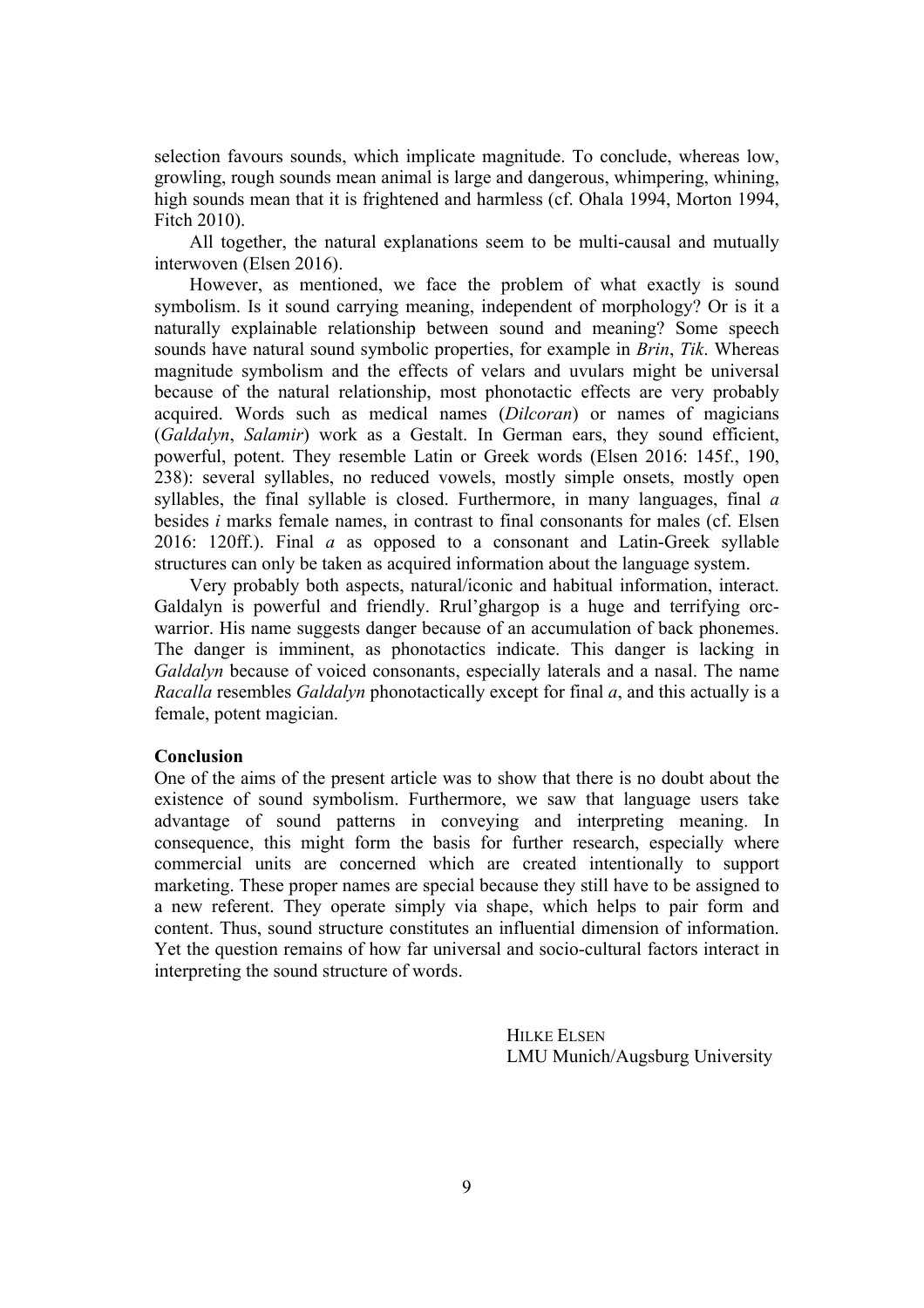selection favours sounds, which implicate magnitude. To conclude, whereas low, growling, rough sounds mean animal is large and dangerous, whimpering, whining, high sounds mean that it is frightened and harmless (cf. Ohala 1994, Morton 1994, Fitch 2010).

All together, the natural explanations seem to be multi-causal and mutually interwoven (Elsen 2016).

However, as mentioned, we face the problem of what exactly is sound symbolism. Is it sound carrying meaning, independent of morphology? Or is it a naturally explainable relationship between sound and meaning? Some speech sounds have natural sound symbolic properties, for example in *Brin*, *Tik*. Whereas magnitude symbolism and the effects of velars and uvulars might be universal because of the natural relationship, most phonotactic effects are very probably acquired. Words such as medical names (*Dilcoran*) or names of magicians (*Galdalyn*, *Salamir*) work as a Gestalt. In German ears, they sound efficient, powerful, potent. They resemble Latin or Greek words (Elsen 2016: 145f., 190, 238): several syllables, no reduced vowels, mostly simple onsets, mostly open syllables, the final syllable is closed. Furthermore, in many languages, final *a* besides *i* marks female names, in contrast to final consonants for males (cf. Elsen 2016: 120ff.). Final *a* as opposed to a consonant and Latin-Greek syllable structures can only be taken as acquired information about the language system.

Very probably both aspects, natural/iconic and habitual information, interact. Galdalyn is powerful and friendly. Rrul'ghargop is a huge and terrifying orc-warrior. His name suggests danger because of an accumulation of back phonemes. The danger is imminent, as phonotactics indicate. This danger is lacking in *Galdalyn* because of voiced consonants, especially laterals and a nasal. The name *Racalla* resembles *Galdalyn* phonotactically except for final *a*, and this actually is a female, potent magician.

**Conclusion**

One of the aims of the present article was to show that there is no doubt about the existence of sound symbolism. Furthermore, we saw that language users take advantage of sound patterns in conveying and interpreting meaning. In consequence, this might form the basis for further research, especially where commercial units are concerned which are created intentionally to support marketing. These proper names are special because they still have to be assigned to a new referent. They operate simply via shape, which helps to pair form and content. Thus, sound structure constitutes an influential dimension of information. Yet the question remains of how far universal and socio-cultural factors interact in interpreting the sound structure of words.

HILKE ELSEN
LMU Munich/Augsburg University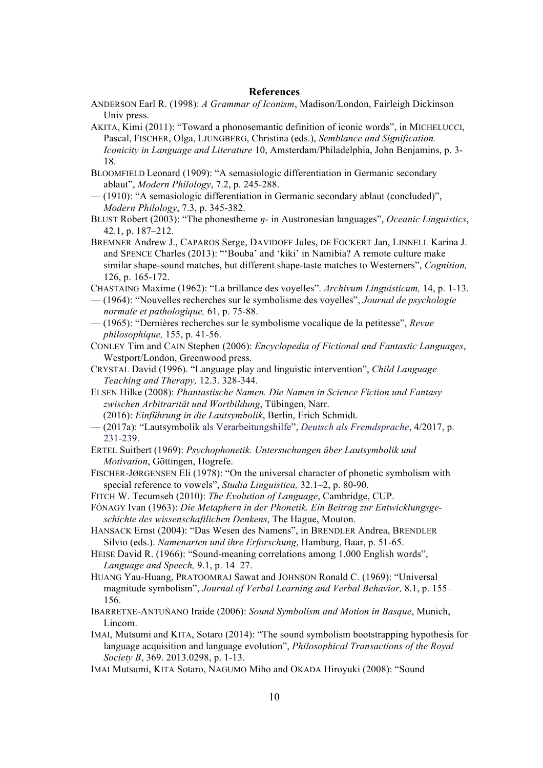## References

ANDERSON Earl R. (1998): *A Grammar of Iconism*, Madison/London, Fairleigh Dickinson Univ press.

AKITA, Kimi (2011): "Toward a phonosemantic definition of iconic words", in MICHELUCCI, Pascal, FISCHER, Olga, LJUNGBERG, Christina (eds.), *Semblance and Signification. Iconicity in Language and Literature* 10, Amsterdam/Philadelphia, John Benjamins, p. 3-18.

BLOOMFIELD Leonard (1909): "A semasiologic differentiation in Germanic secondary ablaut", *Modern Philology*, 7.2, p. 245-288.

— (1910): "A semasiologic differentiation in Germanic secondary ablaut (concluded)", *Modern Philology*, 7.3, p. 345-382.

BLUST Robert (2003): "The phonestheme *ŋ*- in Austronesian languages", *Oceanic Linguistics*, 42.1, p. 187–212.

BREMNER Andrew J., CAPAROS Serge, DAVIDOFF Jules, DE FOCKERT Jan, LINNELL Karina J. and SPENCE Charles (2013): "'Bouba' and 'kiki' in Namibia? A remote culture make similar shape-sound matches, but different shape-taste matches to Westerners", *Cognition,* 126, p. 165-172.

CHASTAING Maxime (1962): "La brillance des voyelles". *Archivum Linguisticum,* 14, p. 1-13.

— (1964): "Nouvelles recherches sur le symbolisme des voyelles", *Journal de psychologie normale et pathologique,* 61, p. 75-88.

— (1965): "Dernières recherches sur le symbolisme vocalique de la petitesse", *Revue philosophique,* 155, p. 41-56.

CONLEY Tim and CAIN Stephen (2006): *Encyclopedia of Fictional and Fantastic Languages*, Westport/London, Greenwood press.

CRYSTAL David (1996). "Language play and linguistic intervention", *Child Language Teaching and Therapy,* 12.3. 328-344.

ELSEN Hilke (2008): *Phantastische Namen. Die Namen in Science Fiction und Fantasy zwischen Arbitrarität und Wortbildung*, Tübingen, Narr.

— (2016): *Einführung in die Lautsymbolik*, Berlin, Erich Schmidt.

— (2017a): "Lautsymbolik als Verarbeitungshilfe", *Deutsch als Fremdsprache*, 4/2017, p. 231-239.

ERTEL Suitbert (1969): *Psychophonetik. Untersuchungen über Lautsymbolik und Motivation*, Göttingen, Hogrefe.

FISCHER-JØRGENSEN Eli (1978): "On the universal character of phonetic symbolism with special reference to vowels", *Studia Linguistica,* 32.1–2, p. 80-90.

FITCH W. Tecumseh (2010): *The Evolution of Language*, Cambridge, CUP.

FÓNAGY Ivan (1963): *Die Metaphern in der Phonetik. Ein Beitrag zur Entwicklungsgeschichte des wissenschaftlichen Denkens*, The Hague, Mouton.

HANSACK Ernst (2004): "Das Wesen des Namens", in BRENDLER Andrea, BRENDLER Silvio (eds.). *Namenarten und ihre Erforschung*, Hamburg, Baar, p. 51-65.

HEISE David R. (1966): "Sound-meaning correlations among 1.000 English words", *Language and Speech,* 9.1, p. 14–27.

HUANG Yau-Huang, PRATOOMRAJ Sawat and JOHNSON Ronald C. (1969): "Universal magnitude symbolism", *Journal of Verbal Learning and Verbal Behavior,* 8.1, p. 155–156.

IBARRETXE-ANTUÑANO Iraide (2006): *Sound Symbolism and Motion in Basque*, Munich, Lincom.

IMAI, Mutsumi and KITA, Sotaro (2014): "The sound symbolism bootstrapping hypothesis for language acquisition and language evolution", *Philosophical Transactions of the Royal Society B*, 369. 2013.0298, p. 1-13.

IMAI Mutsumi, KITA Sotaro, NAGUMO Miho and OKADA Hiroyuki (2008): "Sound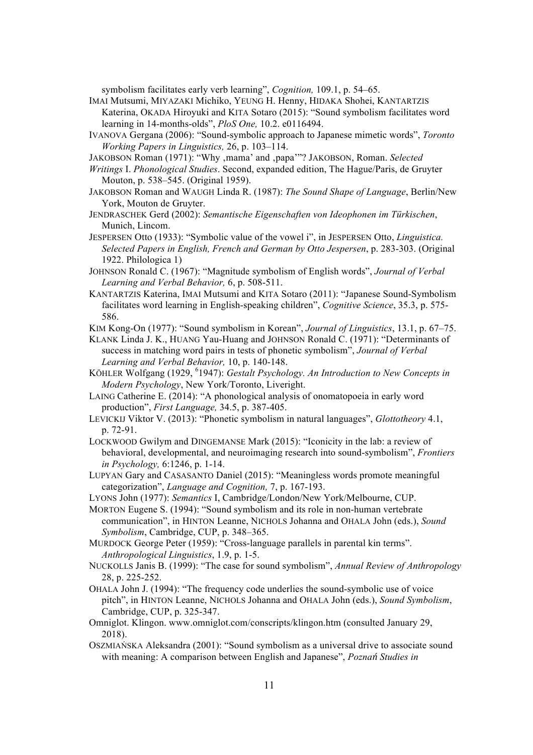symbolism facilitates early verb learning", *Cognition,* 109.1, p. 54–65.

IMAI Mutsumi, MIYAZAKI Michiko, YEUNG H. Henny, HIDAKA Shohei, KANTARTZIS Katerina, OKADA Hiroyuki and KITA Sotaro (2015): "Sound symbolism facilitates word learning in 14-months-olds", *PloS One,* 10.2. e0116494.

IVANOVA Gergana (2006): "Sound-symbolic approach to Japanese mimetic words", *Toronto Working Papers in Linguistics,* 26, p. 103–114.

JAKOBSON Roman (1971): "Why ‚mama' and ‚papa'"? JAKOBSON, Roman. *Selected Writings* I. *Phonological Studies*. Second, expanded edition, The Hague/Paris, de Gruyter Mouton, p. 538–545. (Original 1959).

JAKOBSON Roman and WAUGH Linda R. (1987): *The Sound Shape of Language*, Berlin/New York, Mouton de Gruyter.

JENDRASCHEK Gerd (2002): *Semantische Eigenschaften von Ideophonen im Türkischen*, Munich, Lincom.

JESPERSEN Otto (1933): "Symbolic value of the vowel i", in JESPERSEN Otto, *Linguistica. Selected Papers in English, French and German by Otto Jespersen*, p. 283-303. (Original 1922. Philologica 1)

JOHNSON Ronald C. (1967): "Magnitude symbolism of English words", *Journal of Verbal Learning and Verbal Behavior,* 6, p. 508-511.

KANTARTZIS Katerina, IMAI Mutsumi and KITA Sotaro (2011): "Japanese Sound-Symbolism facilitates word learning in English-speaking children", *Cognitive Science*, 35.3, p. 575-586.

KIM Kong-On (1977): "Sound symbolism in Korean", *Journal of Linguistics*, 13.1, p. 67–75.

KLANK Linda J. K., HUANG Yau-Huang and JOHNSON Ronald C. (1971): "Determinants of success in matching word pairs in tests of phonetic symbolism", *Journal of Verbal Learning and Verbal Behavior,* 10, p. 140-148.

KÖHLER Wolfgang (1929, [6]1947): *Gestalt Psychology. An Introduction to New Concepts in Modern Psychology*, New York/Toronto, Liveright.

LAING Catherine E. (2014): "A phonological analysis of onomatopoeia in early word production", *First Language,* 34.5, p. 387-405.

LEVICKIJ Viktor V. (2013): "Phonetic symbolism in natural languages", *Glottotheory* 4.1, p. 72-91.

LOCKWOOD Gwilym and DINGEMANSE Mark (2015): "Iconicity in the lab: a review of behavioral, developmental, and neuroimaging research into sound-symbolism", *Frontiers in Psychology,* 6:1246, p. 1-14.

LUPYAN Gary and CASASANTO Daniel (2015): "Meaningless words promote meaningful categorization", *Language and Cognition,* 7, p. 167-193.

LYONS John (1977): *Semantics* I, Cambridge/London/New York/Melbourne, CUP.

MORTON Eugene S. (1994): "Sound symbolism and its role in non-human vertebrate communication", in HINTON Leanne, NICHOLS Johanna and OHALA John (eds.), *Sound Symbolism*, Cambridge, CUP, p. 348–365.

MURDOCK George Peter (1959): "Cross-language parallels in parental kin terms". *Anthropological Linguistics*, 1.9, p. 1-5.

NUCKOLLS Janis B. (1999): "The case for sound symbolism", *Annual Review of Anthropology* 28, p. 225-252.

OHALA John J. (1994): "The frequency code underlies the sound-symbolic use of voice pitch", in HINTON Leanne, NICHOLS Johanna and OHALA John (eds.), *Sound Symbolism*, Cambridge, CUP, p. 325-347.

Omniglot. Klingon. www.omniglot.com/conscripts/klingon.htm (consulted January 29, 2018).

OSZMIAŃSKA Aleksandra (2001): "Sound symbolism as a universal drive to associate sound with meaning: A comparison between English and Japanese", *Poznań Studies in*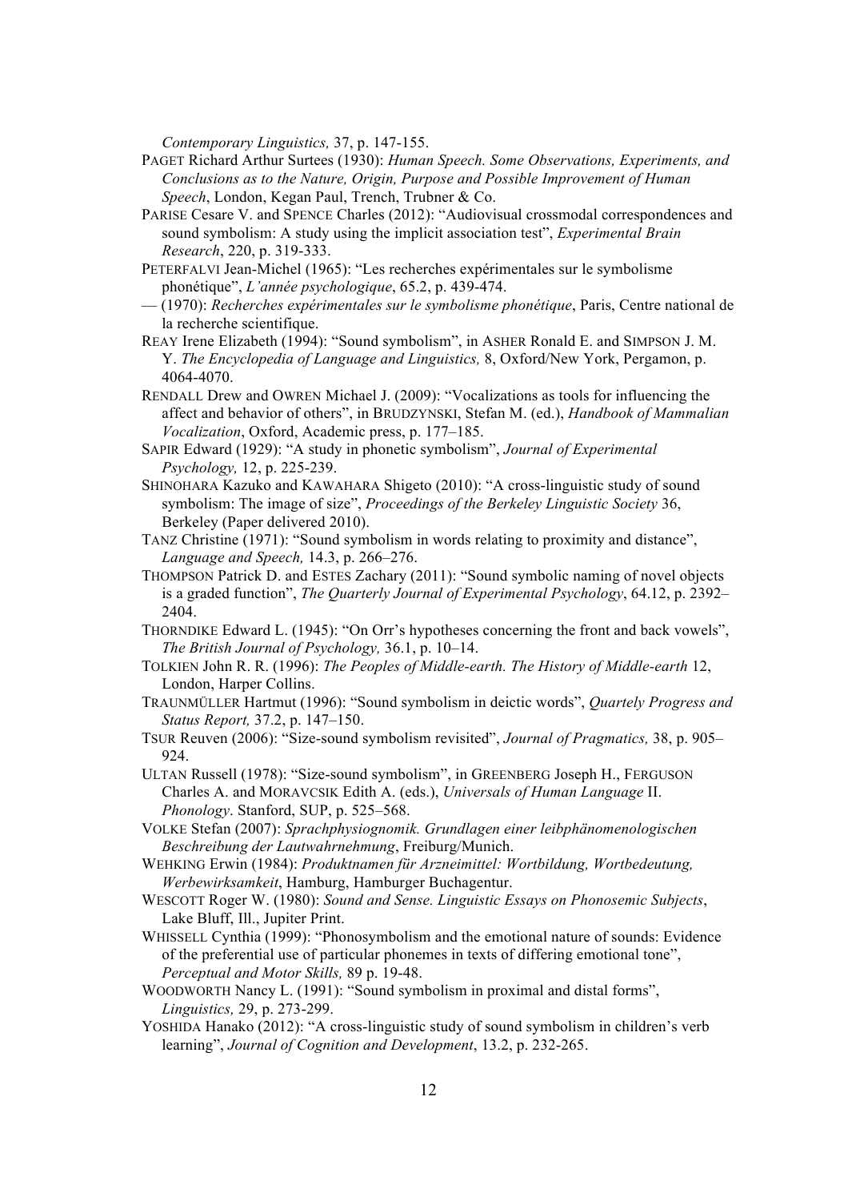*Contemporary Linguistics,* 37, p. 147-155.

PAGET Richard Arthur Surtees (1930): *Human Speech. Some Observations, Experiments, and Conclusions as to the Nature, Origin, Purpose and Possible Improvement of Human Speech*, London, Kegan Paul, Trench, Trubner & Co.

PARISE Cesare V. and SPENCE Charles (2012): "Audiovisual crossmodal correspondences and sound symbolism: A study using the implicit association test", *Experimental Brain Research*, 220, p. 319-333.

PETERFALVI Jean-Michel (1965): "Les recherches expérimentales sur le symbolisme phonétique", *L'année psychologique*, 65.2, p. 439-474.

— (1970): *Recherches expérimentales sur le symbolisme phonétique*, Paris, Centre national de la recherche scientifique.

REAY Irene Elizabeth (1994): "Sound symbolism", in ASHER Ronald E. and SIMPSON J. M. Y. *The Encyclopedia of Language and Linguistics,* 8, Oxford/New York, Pergamon, p. 4064-4070.

RENDALL Drew and OWREN Michael J. (2009): "Vocalizations as tools for influencing the affect and behavior of others", in BRUDZYNSKI, Stefan M. (ed.), *Handbook of Mammalian Vocalization*, Oxford, Academic press, p. 177–185.

SAPIR Edward (1929): "A study in phonetic symbolism", *Journal of Experimental Psychology,* 12, p. 225-239.

SHINOHARA Kazuko and KAWAHARA Shigeto (2010): "A cross-linguistic study of sound symbolism: The image of size", *Proceedings of the Berkeley Linguistic Society* 36, Berkeley (Paper delivered 2010).

TANZ Christine (1971): "Sound symbolism in words relating to proximity and distance", *Language and Speech,* 14.3, p. 266–276.

THOMPSON Patrick D. and ESTES Zachary (2011): "Sound symbolic naming of novel objects is a graded function", *The Quarterly Journal of Experimental Psychology*, 64.12, p. 2392–2404.

THORNDIKE Edward L. (1945): "On Orr's hypotheses concerning the front and back vowels", *The British Journal of Psychology,* 36.1, p. 10–14.

TOLKIEN John R. R. (1996): *The Peoples of Middle-earth. The History of Middle-earth* 12, London, Harper Collins.

TRAUNMÜLLER Hartmut (1996): "Sound symbolism in deictic words", *Quartely Progress and Status Report,* 37.2, p. 147–150.

TSUR Reuven (2006): "Size-sound symbolism revisited", *Journal of Pragmatics,* 38, p. 905–924.

ULTAN Russell (1978): "Size-sound symbolism", in GREENBERG Joseph H., FERGUSON Charles A. and MORAVCSIK Edith A. (eds.), *Universals of Human Language* II. *Phonology*. Stanford, SUP, p. 525–568.

VOLKE Stefan (2007): *Sprachphysiognomik. Grundlagen einer leibphänomenologischen Beschreibung der Lautwahrnehmung*, Freiburg/Munich.

WEHKING Erwin (1984): *Produktnamen für Arzneimittel: Wortbildung, Wortbedeutung, Werbewirksamkeit*, Hamburg, Hamburger Buchagentur.

WESCOTT Roger W. (1980): *Sound and Sense. Linguistic Essays on Phonosemic Subjects*, Lake Bluff, Ill., Jupiter Print.

WHISSELL Cynthia (1999): "Phonosymbolism and the emotional nature of sounds: Evidence of the preferential use of particular phonemes in texts of differing emotional tone", *Perceptual and Motor Skills,* 89 p. 19-48.

WOODWORTH Nancy L. (1991): "Sound symbolism in proximal and distal forms", *Linguistics,* 29, p. 273-299.

YOSHIDA Hanako (2012): "A cross-linguistic study of sound symbolism in children's verb learning", *Journal of Cognition and Development*, 13.2, p. 232-265.